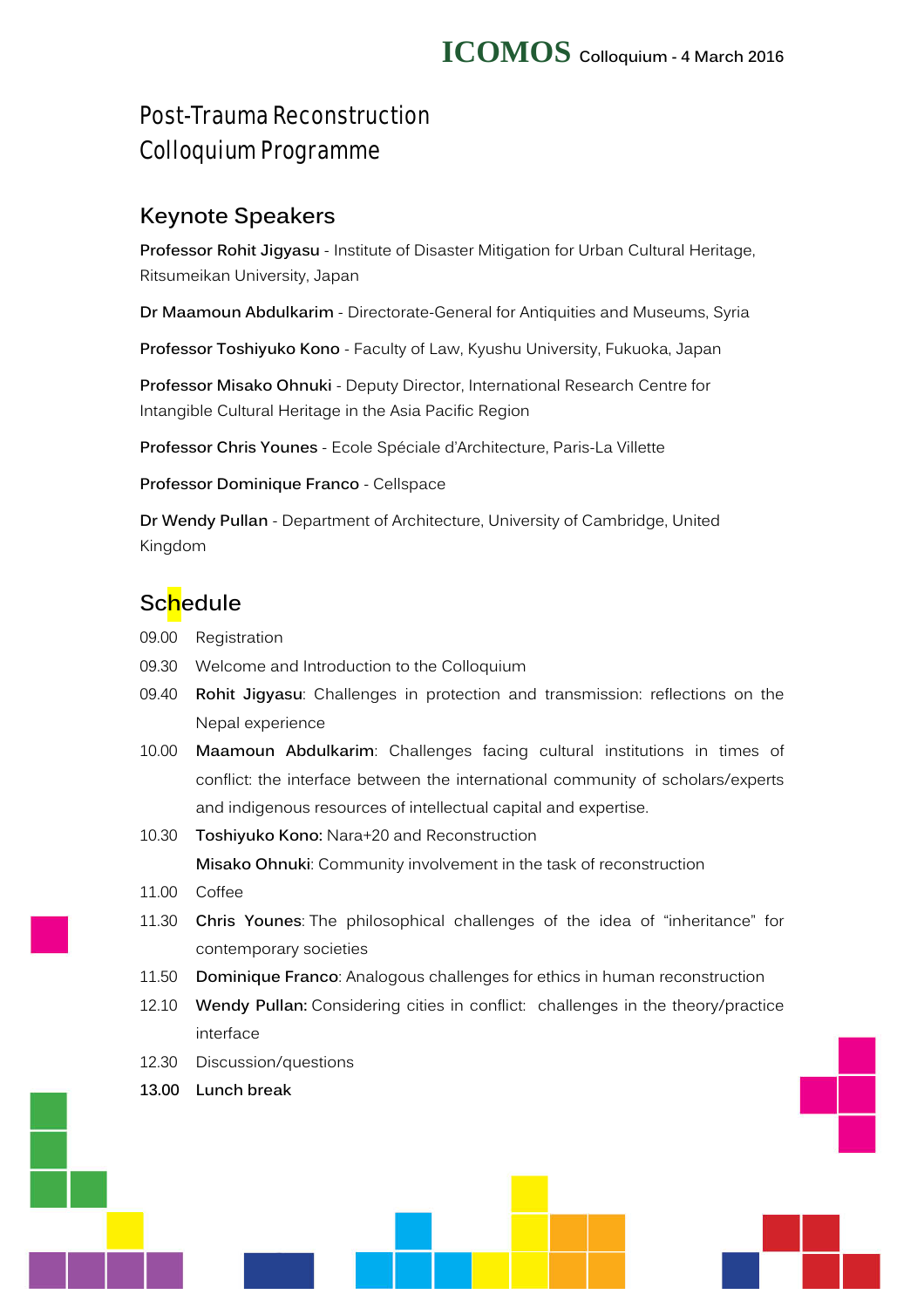**ICOMOS** Colloquium - 4 March 2016

# Post-Trauma Reconstruction Colloquium Programme

## Keynote Speakers

**Professor Rohit Jigyasu** - Institute of Disaster Mitigation for Urban Cultural Heritage, Ritsumeikan University, Japan

**Dr Maamoun Abdulkarim** - Directorate-General for Antiquities and Museums, Syria

**Professor Toshiyuko Kono** - Faculty of Law, Kyushu University, Fukuoka, Japan

**Professor Misako Ohnuki** - Deputy Director, International Research Centre for Intangible Cultural Heritage in the Asia Pacific Region

**Professor Chris Younes** - Ecole Spéciale d'Architecture, Paris-La Villette

**Professor Dominique Franco** - Cellspace

**Dr Wendy Pullan** - Department of Architecture, University of Cambridge, United Kingdom

## Schedule

09.00 Registration

09.30 Welcome and Introduction to the Colloquium

09.40 **Rohit Jigyasu**: Challenges in protection and transmission: reflections on the Nepal experience

10.00 **Maamoun Abdulkarim**: Challenges facing cultural institutions in times of conflict: the interface between the international community of scholars/experts and indigenous resources of intellectual capital and expertise.

10.30 **Toshiyuko Kono:** Nara+20 and Reconstruction
**Misako Ohnuki**: Community involvement in the task of reconstruction

11.00 Coffee

11.30 **Chris Younes**: The philosophical challenges of the idea of "inheritance" for contemporary societies

11.50 **Dominique Franco**: Analogous challenges for ethics in human reconstruction

12.10 **Wendy Pullan:** Considering cities in conflict: challenges in the theory/practice interface

12.30 Discussion/questions

**13.00 Lunch break**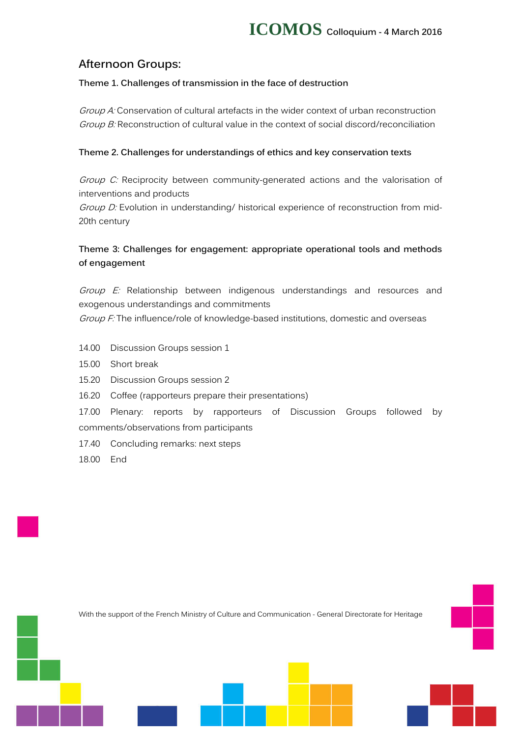## Afternoon Groups:

**Theme 1. Challenges of transmission in the face of destruction**

*Group A:* Conservation of cultural artefacts in the wider context of urban reconstruction
*Group B:* Reconstruction of cultural value in the context of social discord/reconciliation

**Theme 2. Challenges for understandings of ethics and key conservation texts**

*Group C:* Reciprocity between community-generated actions and the valorisation of interventions and products
*Group D:* Evolution in understanding/ historical experience of reconstruction from mid-20th century

**Theme 3: Challenges for engagement: appropriate operational tools and methods of engagement**

*Group E:* Relationship between indigenous understandings and resources and exogenous understandings and commitments
*Group F:* The influence/role of knowledge-based institutions, domestic and overseas

14.00 Discussion Groups session 1

15.00 Short break

15.20 Discussion Groups session 2

16.20 Coffee (rapporteurs prepare their presentations)

17.00 Plenary: reports by rapporteurs of Discussion Groups followed by comments/observations from participants

17.40 Concluding remarks: next steps

18.00 End

With the support of the French Ministry of Culture and Communication - General Directorate for Heritage